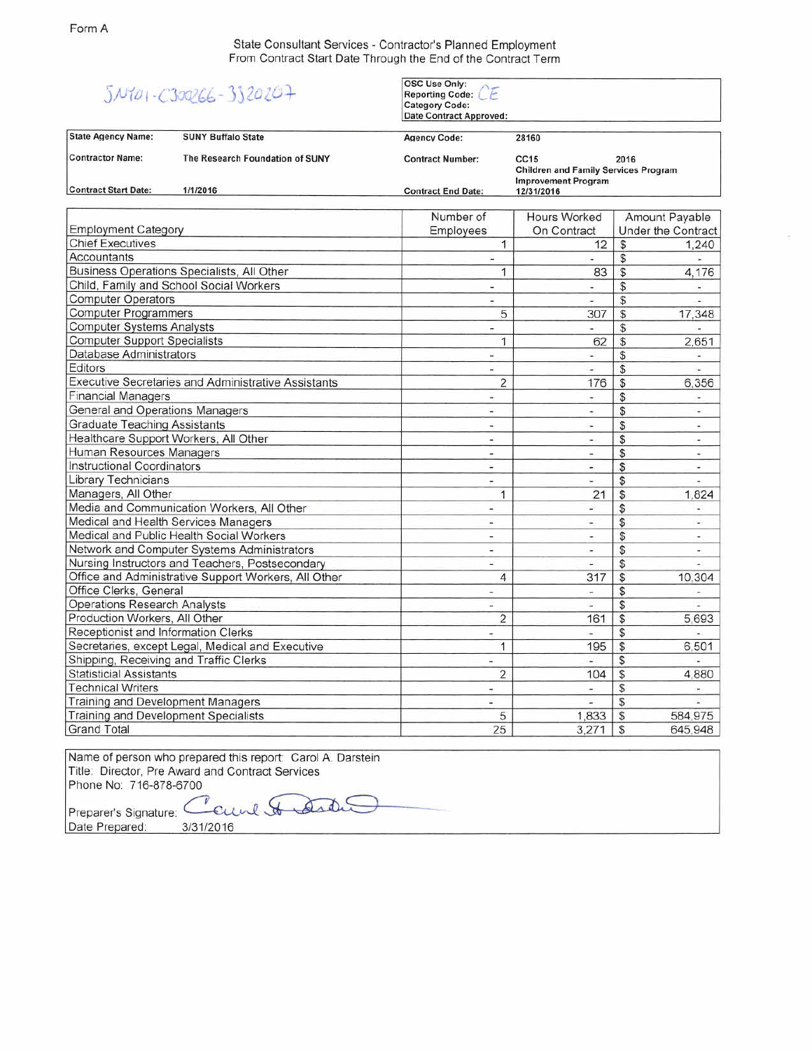Form A

## State Consultant Services - Contractor's Planned Employment
### From Contract Start Date Through the End of the Contract Term

SUY01-C300266-3320207

| OSC Use Only: | |
|---|---|
| Reporting Code: | CE |
| Category Code: | |
| Date Contract Approved: | |

| | | | |
|---|---|---|---|
| **State Agency Name:** | **SUNY Buffalo State** | **Agency Code:** | **28160** |
| **Contractor Name:** | **The Research Foundation of SUNY** | **Contract Number:** | **CC15 2016 Children and Family Services Program Improvement Program** |
| **Contract Start Date:** | **1/1/2016** | **Contract End Date:** | **12/31/2016** |

| Employment Category | Number of Employees | Hours Worked On Contract | Amount Payable Under the Contract |
|---|---|---|---|
| Chief Executives | 1 | 12 | $ 1,240 |
| Accountants | - | - | $ - |
| Business Operations Specialists, All Other | 1 | 83 | $ 4,176 |
| Child, Family and School Social Workers | - | - | $ - |
| Computer Operators | - | - | $ - |
| Computer Programmers | 5 | 307 | $ 17,348 |
| Computer Systems Analysts | - | - | $ - |
| Computer Support Specialists | 1 | 62 | $ 2,651 |
| Database Administrators | - | - | $ - |
| Editors | - | - | $ - |
| Executive Secretaries and Administrative Assistants | 2 | 176 | $ 6,356 |
| Financial Managers | - | - | $ - |
| General and Operations Managers | - | - | $ - |
| Graduate Teaching Assistants | - | - | $ - |
| Healthcare Support Workers, All Other | - | - | $ - |
| Human Resources Managers | - | - | $ - |
| Instructional Coordinators | - | - | $ - |
| Library Technicians | - | - | $ - |
| Managers, All Other | 1 | 21 | $ 1,824 |
| Media and Communication Workers, All Other | - | - | $ - |
| Medical and Health Services Managers | - | - | $ - |
| Medical and Public Health Social Workers | - | - | $ - |
| Network and Computer Systems Administrators | - | - | $ - |
| Nursing Instructors and Teachers, Postsecondary | - | - | $ - |
| Office and Administrative Support Workers, All Other | 4 | 317 | $ 10,304 |
| Office Clerks, General | - | - | $ - |
| Operations Research Analysts | - | - | $ - |
| Production Workers, All Other | 2 | 161 | $ 5,693 |
| Receptionist and Information Clerks | - | - | $ - |
| Secretaries, except Legal, Medical and Executive | 1 | 195 | $ 6,501 |
| Shipping, Receiving and Traffic Clerks | - | - | $ - |
| Statisticial Assistants | 2 | 104 | $ 4,880 |
| Technical Writers | - | - | $ - |
| Training and Development Managers | - | - | $ - |
| Training and Development Specialists | 5 | 1,833 | $ 584,975 |
| Grand Total | 25 | 3,271 | $ 645,948 |

Name of person who prepared this report: Carol A. Darstein
Title: Director, Pre Award and Contract Services
Phone No: 716-878-6700
Preparer's Signature: Carol A. Darstein
Date Prepared: 3/31/2016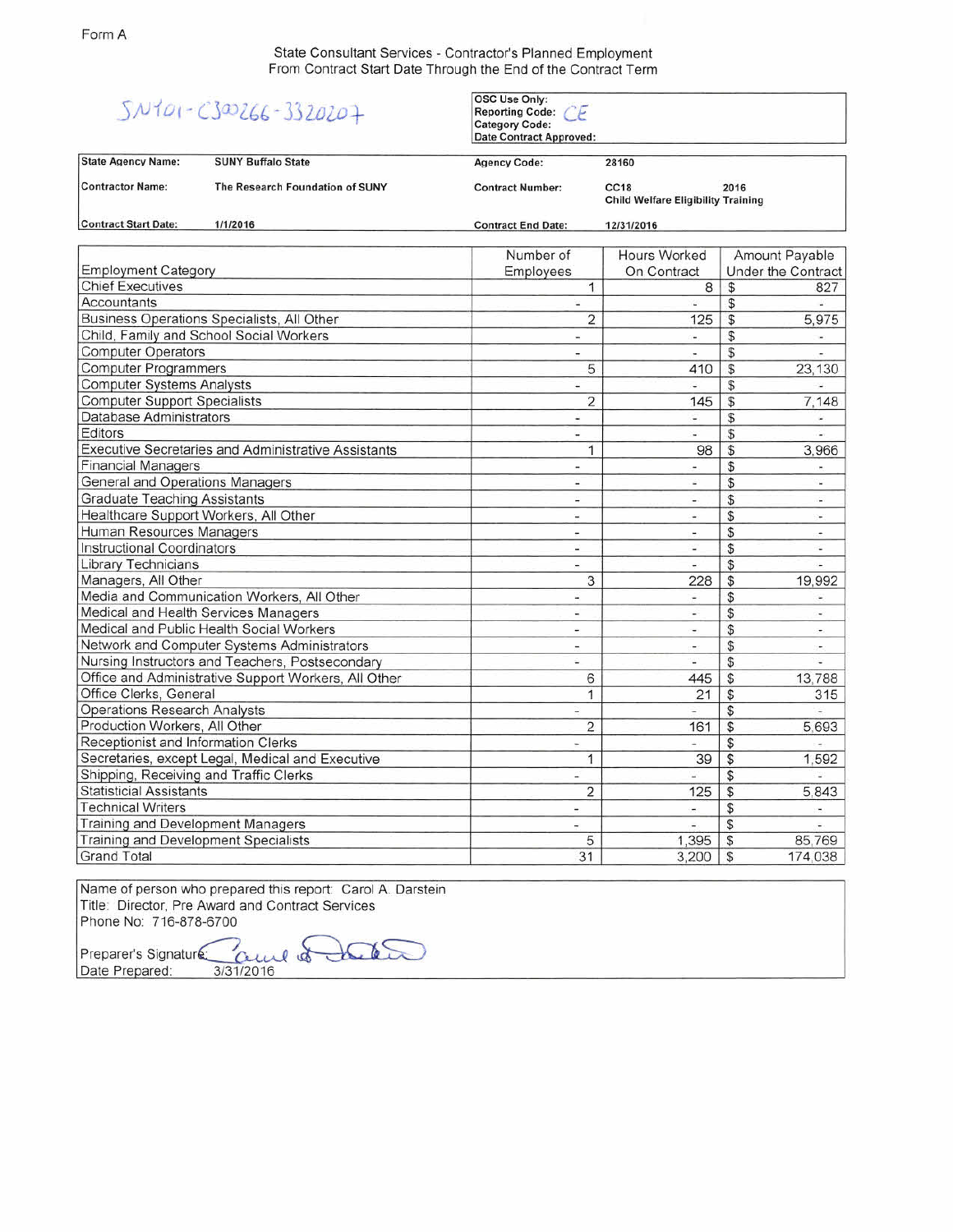Form A

State Consultant Services - Contractor's Planned Employment
From Contract Start Date Through the End of the Contract Term

SNY01-C300266-3320207

| OSC Use Only: |
|---|
| Reporting Code: CE |
| Category Code: |
| Date Contract Approved: |

| State Agency Name: | SUNY Buffalo State | Agency Code: | 28160 |
|---|---|---|---|
| Contractor Name: | The Research Foundation of SUNY | Contract Number: | CC18 2016 Child Welfare Eligibility Training |
| Contract Start Date: | 1/1/2016 | Contract End Date: | 12/31/2016 |

| Employment Category | Number of Employees | Hours Worked On Contract | Amount Payable Under the Contract |
|---|---|---|---|
| Chief Executives | 1 | 8 | $ 827 |
| Accountants | - | - | $ - |
| Business Operations Specialists, All Other | 2 | 125 | $ 5,975 |
| Child, Family and School Social Workers | - | - | $ - |
| Computer Operators | - | - | $ - |
| Computer Programmers | 5 | 410 | $ 23,130 |
| Computer Systems Analysts | - | - | $ - |
| Computer Support Specialists | 2 | 145 | $ 7,148 |
| Database Administrators | - | - | $ - |
| Editors | - | - | $ - |
| Executive Secretaries and Administrative Assistants | 1 | 98 | $ 3,966 |
| Financial Managers | - | - | $ - |
| General and Operations Managers | - | - | $ - |
| Graduate Teaching Assistants | - | - | $ - |
| Healthcare Support Workers, All Other | - | - | $ - |
| Human Resources Managers | - | - | $ - |
| Instructional Coordinators | - | - | $ - |
| Library Technicians | - | - | $ - |
| Managers, All Other | 3 | 228 | $ 19,992 |
| Media and Communication Workers, All Other | - | - | $ - |
| Medical and Health Services Managers | - | - | $ - |
| Medical and Public Health Social Workers | - | - | $ - |
| Network and Computer Systems Administrators | - | - | $ - |
| Nursing Instructors and Teachers, Postsecondary | - | - | $ - |
| Office and Administrative Support Workers, All Other | 6 | 445 | $ 13,788 |
| Office Clerks, General | 1 | 21 | $ 315 |
| Operations Research Analysts | - | - | $ - |
| Production Workers, All Other | 2 | 161 | $ 5,693 |
| Receptionist and Information Clerks | - | - | $ - |
| Secretaries, except Legal, Medical and Executive | 1 | 39 | $ 1,592 |
| Shipping, Receiving and Traffic Clerks | - | - | $ - |
| Statisticial Assistants | 2 | 125 | $ 5,843 |
| Technical Writers | - | - | $ - |
| Training and Development Managers | - | - | $ - |
| Training and Development Specialists | 5 | 1,395 | $ 85,769 |
| Grand Total | 31 | 3,200 | $ 174,038 |

Name of person who prepared this report: Carol A. Darstein
Title: Director, Pre Award and Contract Services
Phone No: 716-878-6700

Preparer's Signature: Carol A. Darstein
Date Prepared: 3/31/2016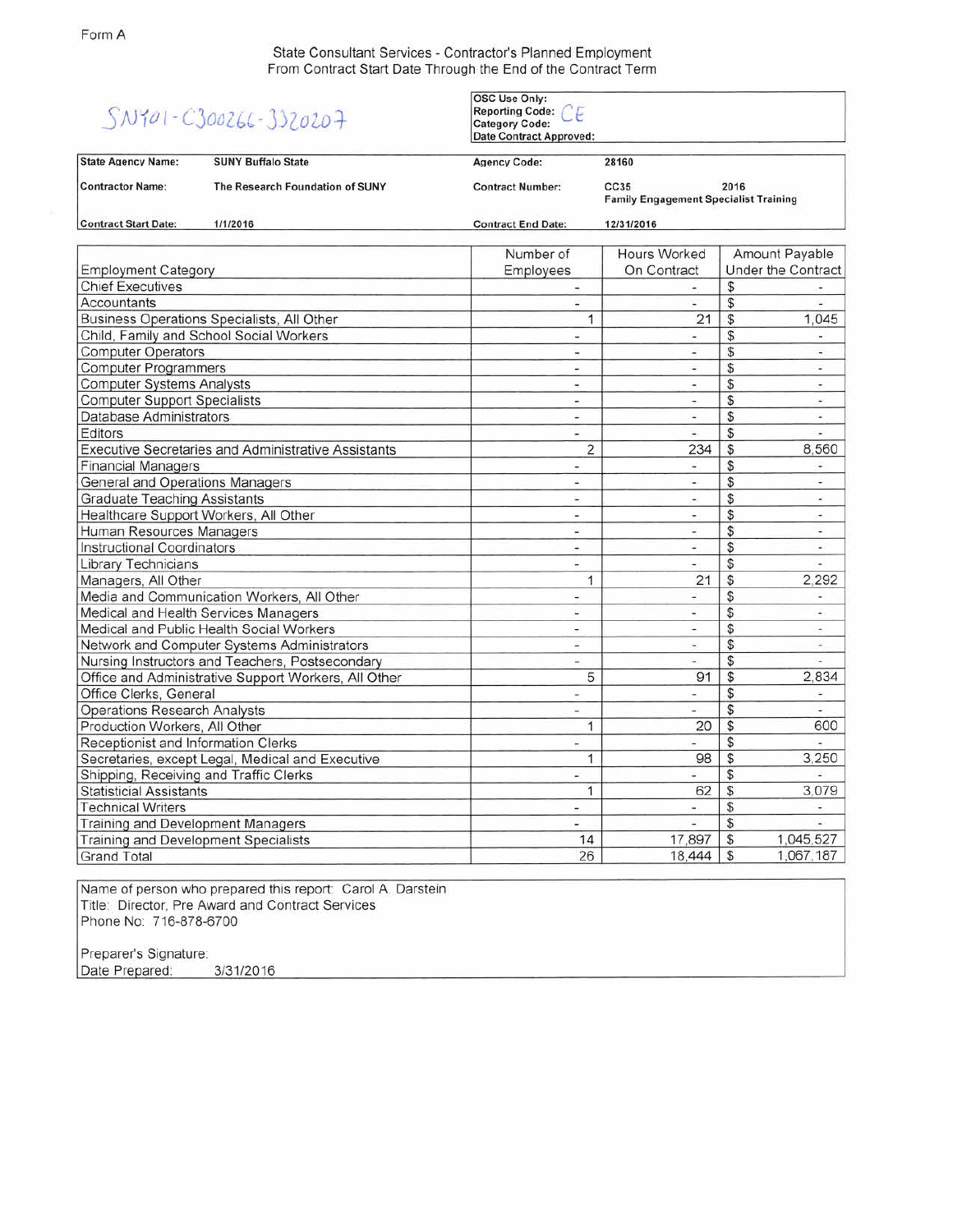Form A

State Consultant Services - Contractor's Planned Employment
From Contract Start Date Through the End of the Contract Term

SNY01-C300266-3320207

| | |
|---|---|
| OSC Use Only: | |
| Reporting Code: | CE |
| Category Code: | |
| Date Contract Approved: | |

| | | | |
|---|---|---|---|
| State Agency Name: | SUNY Buffalo State | Agency Code: | 28160 |
| Contractor Name: | The Research Foundation of SUNY | Contract Number: | CC35 2016 Family Engagement Specialist Training |
| Contract Start Date: | 1/1/2016 | Contract End Date: | 12/31/2016 |

| Employment Category | Number of Employees | Hours Worked On Contract | Amount Payable Under the Contract |
|---|---|---|---|
| Chief Executives | - | - | $ - |
| Accountants | - | - | $ - |
| Business Operations Specialists, All Other | 1 | 21 | $ 1,045 |
| Child, Family and School Social Workers | - | - | $ - |
| Computer Operators | - | - | $ - |
| Computer Programmers | - | - | $ - |
| Computer Systems Analysts | - | - | $ - |
| Computer Support Specialists | - | - | $ - |
| Database Administrators | - | - | $ - |
| Editors | - | - | $ - |
| Executive Secretaries and Administrative Assistants | 2 | 234 | $ 8,560 |
| Financial Managers | - | - | $ - |
| General and Operations Managers | - | - | $ - |
| Graduate Teaching Assistants | - | - | $ - |
| Healthcare Support Workers, All Other | - | - | $ - |
| Human Resources Managers | - | - | $ - |
| Instructional Coordinators | - | - | $ - |
| Library Technicians | - | - | $ - |
| Managers, All Other | 1 | 21 | $ 2,292 |
| Media and Communication Workers, All Other | - | - | $ - |
| Medical and Health Services Managers | - | - | $ - |
| Medical and Public Health Social Workers | - | - | $ - |
| Network and Computer Systems Administrators | - | - | $ - |
| Nursing Instructors and Teachers, Postsecondary | - | - | $ - |
| Office and Administrative Support Workers, All Other | 5 | 91 | $ 2,834 |
| Office Clerks, General | - | - | $ - |
| Operations Research Analysts | - | - | $ - |
| Production Workers, All Other | 1 | 20 | $ 600 |
| Receptionist and Information Clerks | - | - | $ - |
| Secretaries, except Legal, Medical and Executive | 1 | 98 | $ 3,250 |
| Shipping, Receiving and Traffic Clerks | - | - | $ - |
| Statisticial Assistants | 1 | 62 | $ 3,079 |
| Technical Writers | - | - | $ - |
| Training and Development Managers | - | - | $ - |
| Training and Development Specialists | 14 | 17,897 | $ 1,045,527 |
| Grand Total | 26 | 18,444 | $ 1,067,187 |

Name of person who prepared this report: Carol A. Darstein
Title: Director, Pre Award and Contract Services
Phone No: 716-878-6700

Preparer's Signature:
Date Prepared: 3/31/2016